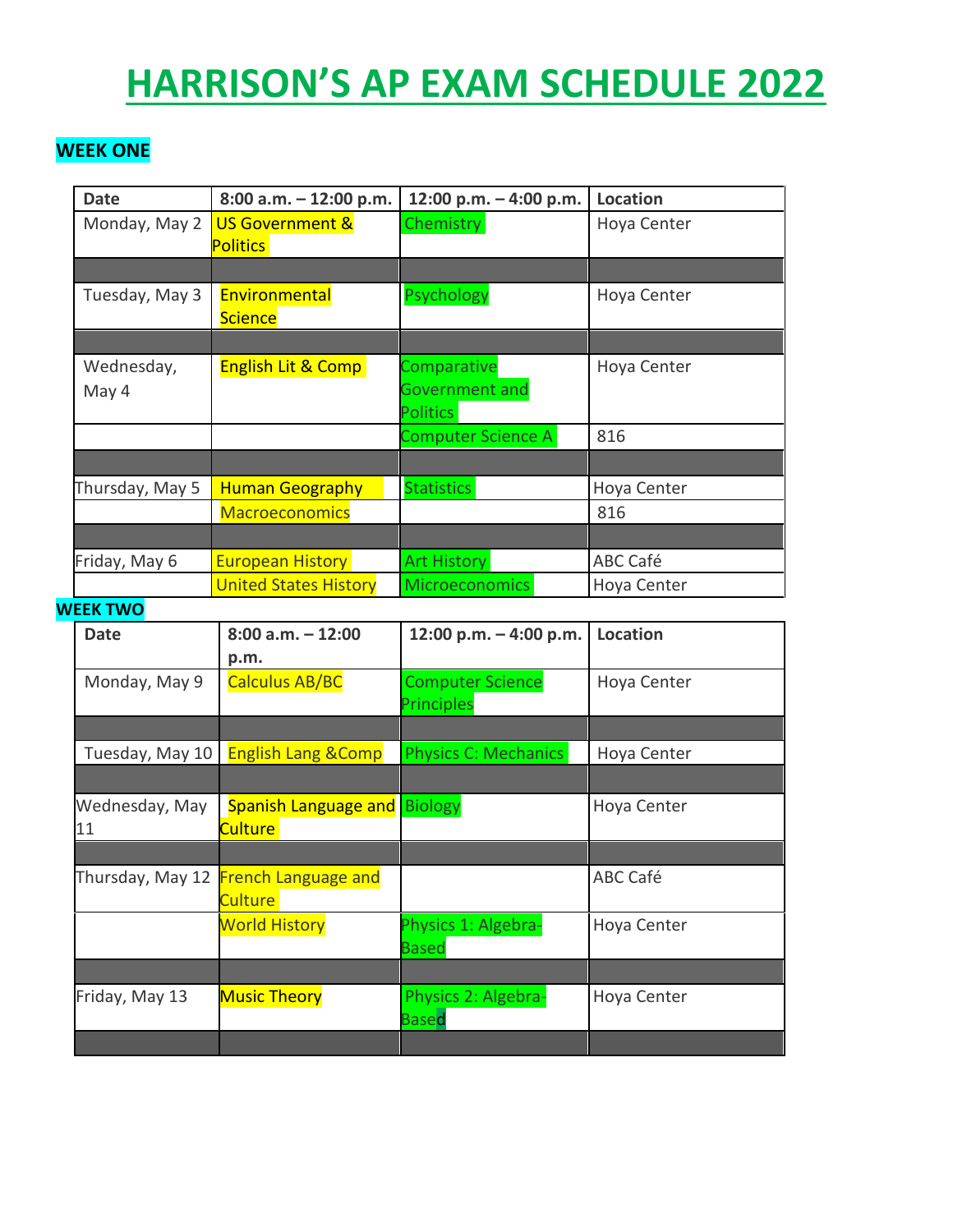# HARRISON'S AP EXAM SCHEDULE 2022

**WEEK ONE**

| Date | 8:00 a.m. – 12:00 p.m. | 12:00 p.m. – 4:00 p.m. | Location |
|---|---|---|---|
| Monday, May 2 | US Government & Politics | Chemistry | Hoya Center |
| | | | |
| Tuesday, May 3 | Environmental Science | Psychology | Hoya Center |
| | | | |
| Wednesday, May 4 | English Lit & Comp | Comparative Government and Politics | Hoya Center |
| | | Computer Science A | 816 |
| | | | |
| Thursday, May 5 | Human Geography | Statistics | Hoya Center |
| | Macroeconomics | | 816 |
| | | | |
| Friday, May 6 | European History | Art History | ABC Café |
| | United States History | Microeconomics | Hoya Center |

**WEEK TWO**

| Date | 8:00 a.m. – 12:00 p.m. | 12:00 p.m. – 4:00 p.m. | Location |
|---|---|---|---|
| Monday, May 9 | Calculus AB/BC | Computer Science Principles | Hoya Center |
| | | | |
| Tuesday, May 10 | English Lang &Comp | Physics C: Mechanics | Hoya Center |
| | | | |
| Wednesday, May 11 | Spanish Language and Culture | Biology | Hoya Center |
| | | | |
| Thursday, May 12 | French Language and Culture | | ABC Café |
| | World History | Physics 1: Algebra-Based | Hoya Center |
| | | | |
| Friday, May 13 | Music Theory | Physics 2: Algebra-Based | Hoya Center |
| | | | |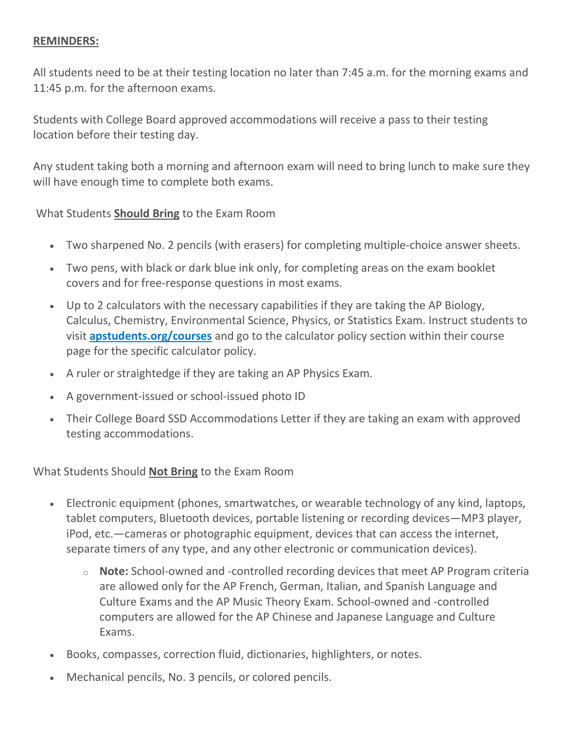**REMINDERS:**

All students need to be at their testing location no later than 7:45 a.m. for the morning exams and 11:45 p.m. for the afternoon exams.

Students with College Board approved accommodations will receive a pass to their testing location before their testing day.

Any student taking both a morning and afternoon exam will need to bring lunch to make sure they will have enough time to complete both exams.

What Students **Should Bring** to the Exam Room

- Two sharpened No. 2 pencils (with erasers) for completing multiple-choice answer sheets.
- Two pens, with black or dark blue ink only, for completing areas on the exam booklet covers and for free-response questions in most exams.
- Up to 2 calculators with the necessary capabilities if they are taking the AP Biology, Calculus, Chemistry, Environmental Science, Physics, or Statistics Exam. Instruct students to visit **apstudents.org/courses** and go to the calculator policy section within their course page for the specific calculator policy.
- A ruler or straightedge if they are taking an AP Physics Exam.
- A government-issued or school-issued photo ID
- Their College Board SSD Accommodations Letter if they are taking an exam with approved testing accommodations.

What Students Should **Not Bring** to the Exam Room

- Electronic equipment (phones, smartwatches, or wearable technology of any kind, laptops, tablet computers, Bluetooth devices, portable listening or recording devices—MP3 player, iPod, etc.—cameras or photographic equipment, devices that can access the internet, separate timers of any type, and any other electronic or communication devices).
  - **Note:** School-owned and -controlled recording devices that meet AP Program criteria are allowed only for the AP French, German, Italian, and Spanish Language and Culture Exams and the AP Music Theory Exam. School-owned and -controlled computers are allowed for the AP Chinese and Japanese Language and Culture Exams.
- Books, compasses, correction fluid, dictionaries, highlighters, or notes.
- Mechanical pencils, No. 3 pencils, or colored pencils.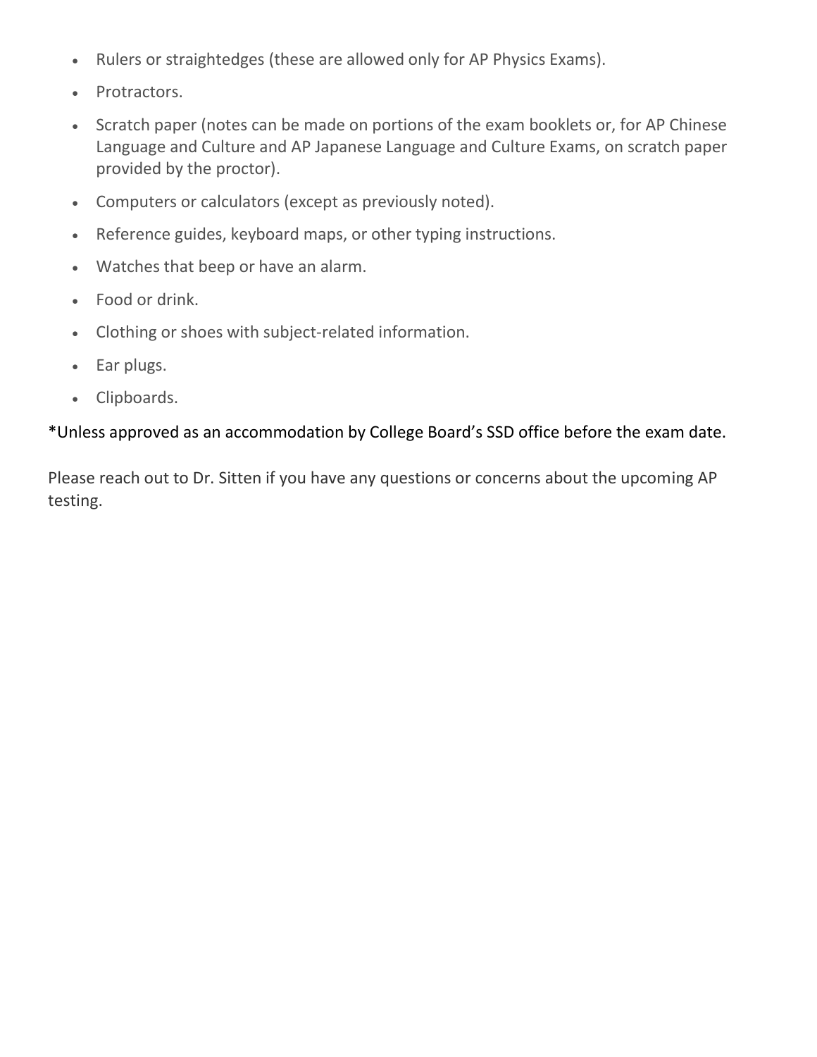- Rulers or straightedges (these are allowed only for AP Physics Exams).
- Protractors.
- Scratch paper (notes can be made on portions of the exam booklets or, for AP Chinese Language and Culture and AP Japanese Language and Culture Exams, on scratch paper provided by the proctor).
- Computers or calculators (except as previously noted).
- Reference guides, keyboard maps, or other typing instructions.
- Watches that beep or have an alarm.
- Food or drink.
- Clothing or shoes with subject-related information.
- Ear plugs.
- Clipboards.

*Unless approved as an accommodation by College Board's SSD office before the exam date.

Please reach out to Dr. Sitten if you have any questions or concerns about the upcoming AP testing.